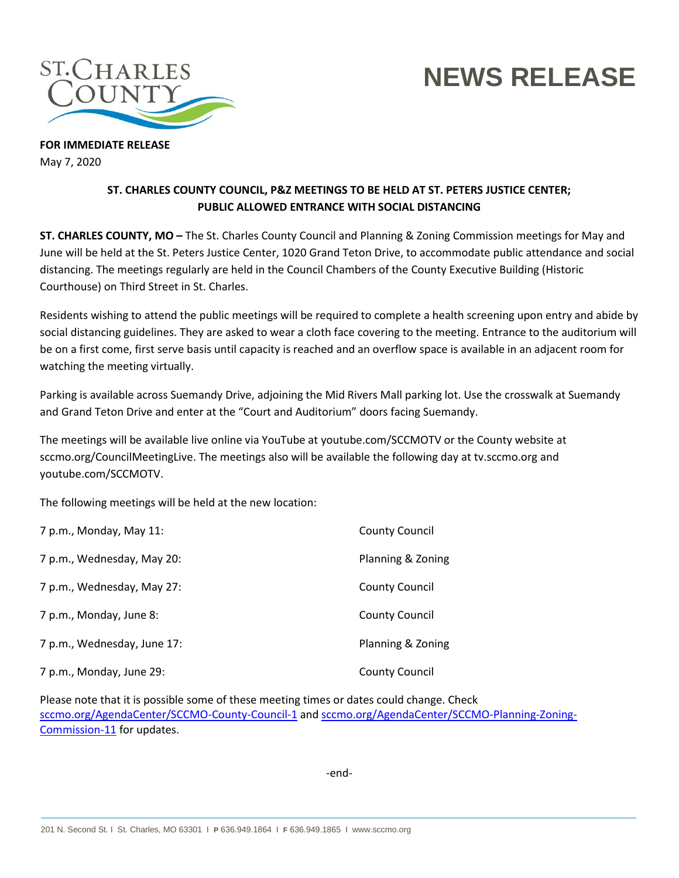# NEWS RELEASE

**FOR IMMEDIATE RELEASE**
May 7, 2020

## ST. CHARLES COUNTY COUNCIL, P&Z MEETINGS TO BE HELD AT ST. PETERS JUSTICE CENTER; PUBLIC ALLOWED ENTRANCE WITH SOCIAL DISTANCING

**ST. CHARLES COUNTY, MO –** The St. Charles County Council and Planning & Zoning Commission meetings for May and June will be held at the St. Peters Justice Center, 1020 Grand Teton Drive, to accommodate public attendance and social distancing. The meetings regularly are held in the Council Chambers of the County Executive Building (Historic Courthouse) on Third Street in St. Charles.

Residents wishing to attend the public meetings will be required to complete a health screening upon entry and abide by social distancing guidelines. They are asked to wear a cloth face covering to the meeting. Entrance to the auditorium will be on a first come, first serve basis until capacity is reached and an overflow space is available in an adjacent room for watching the meeting virtually.

Parking is available across Suemandy Drive, adjoining the Mid Rivers Mall parking lot. Use the crosswalk at Suemandy and Grand Teton Drive and enter at the "Court and Auditorium" doors facing Suemandy.

The meetings will be available live online via YouTube at youtube.com/SCCMOTV or the County website at sccmo.org/CouncilMeetingLive. The meetings also will be available the following day at tv.sccmo.org and youtube.com/SCCMOTV.

The following meetings will be held at the new location:

| | |
|---|---|
| 7 p.m., Monday, May 11: | County Council |
| 7 p.m., Wednesday, May 20: | Planning & Zoning |
| 7 p.m., Wednesday, May 27: | County Council |
| 7 p.m., Monday, June 8: | County Council |
| 7 p.m., Wednesday, June 17: | Planning & Zoning |
| 7 p.m., Monday, June 29: | County Council |

Please note that it is possible some of these meeting times or dates could change. Check sccmo.org/AgendaCenter/SCCMO-County-Council-1 and sccmo.org/AgendaCenter/SCCMO-Planning-Zoning-Commission-11 for updates.

-end-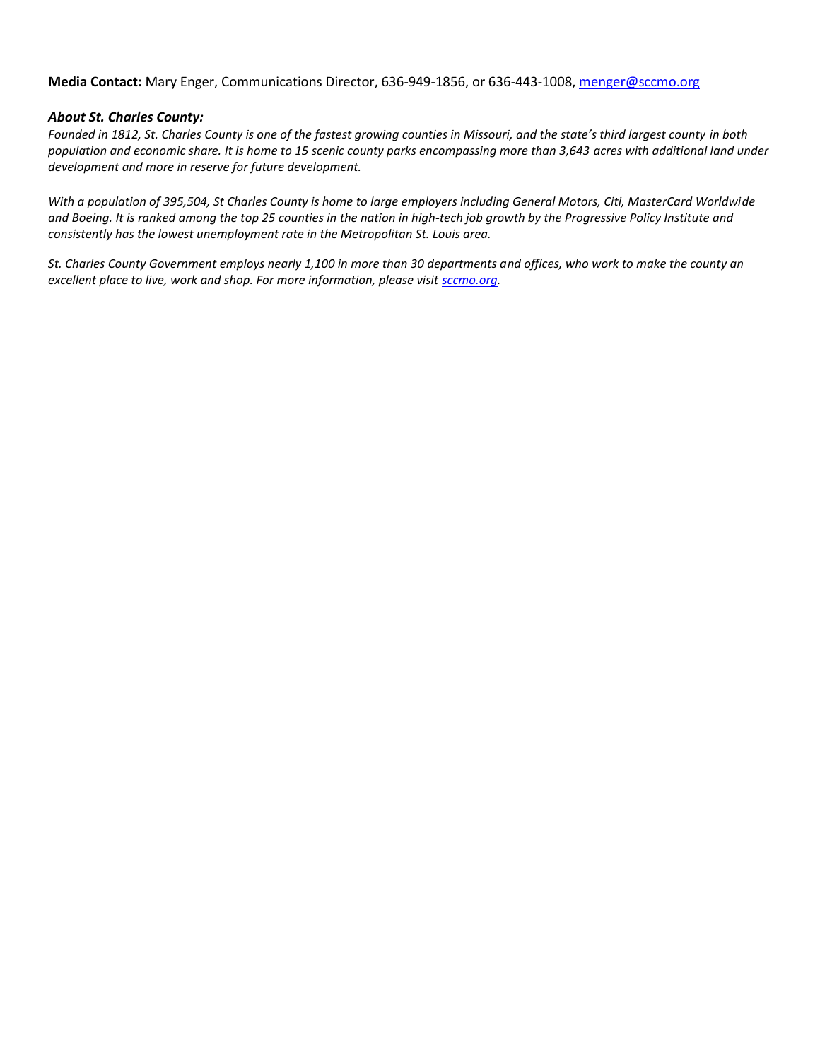**Media Contact:** Mary Enger, Communications Director, 636-949-1856, or 636-443-1008, [menger@sccmo.org](mailto:menger@sccmo.org)

### *About St. Charles County:*

*Founded in 1812, St. Charles County is one of the fastest growing counties in Missouri, and the state's third largest county in both population and economic share. It is home to 15 scenic county parks encompassing more than 3,643 acres with additional land under development and more in reserve for future development.*

*With a population of 395,504, St Charles County is home to large employers including General Motors, Citi, MasterCard Worldwide and Boeing. It is ranked among the top 25 counties in the nation in high-tech job growth by the Progressive Policy Institute and consistently has the lowest unemployment rate in the Metropolitan St. Louis area.*

*St. Charles County Government employs nearly 1,100 in more than 30 departments and offices, who work to make the county an excellent place to live, work and shop. For more information, please visit [sccmo.org](http://sccmo.org).*